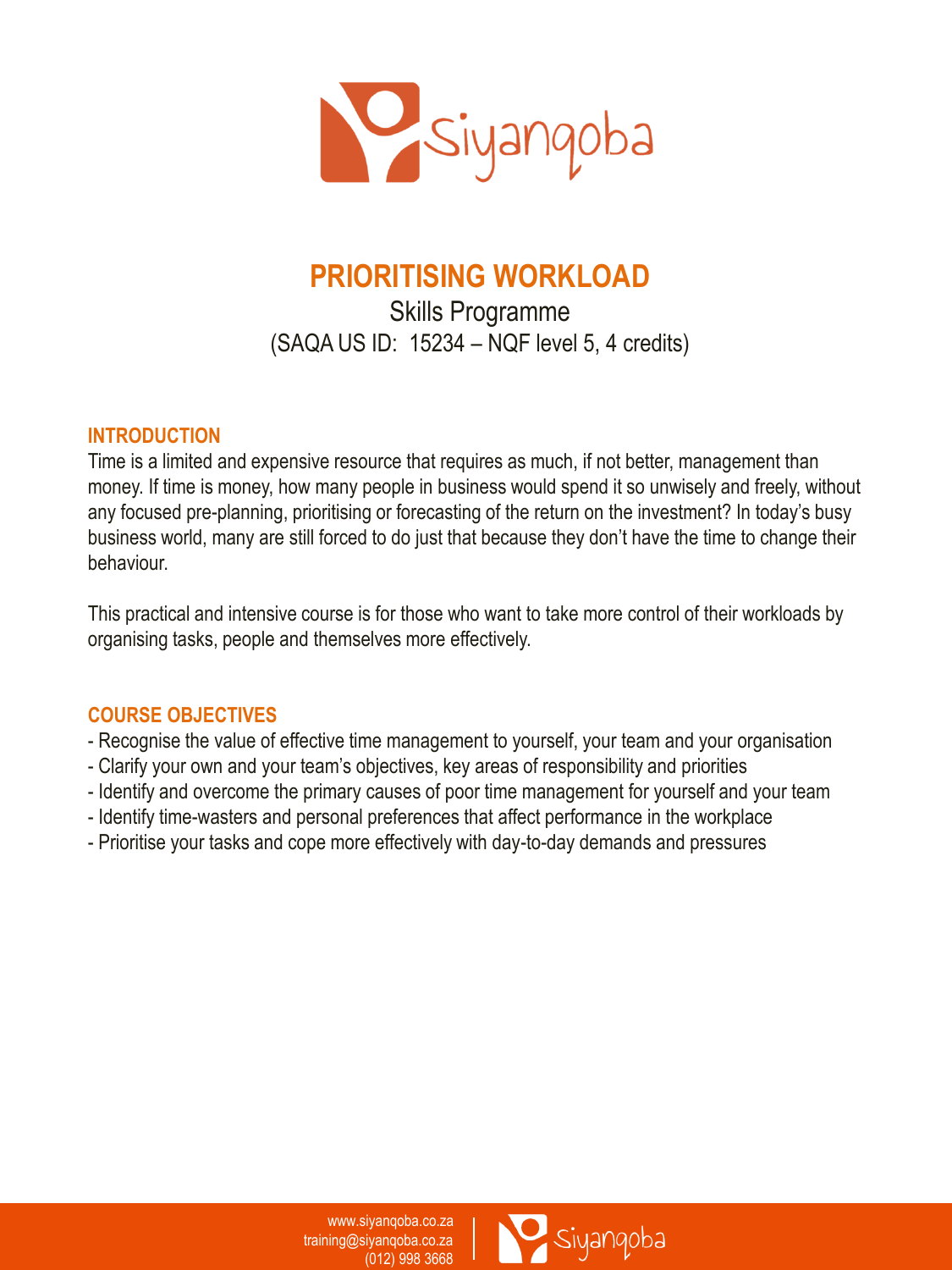# PRIORITISING WORKLOAD

Skills Programme

(SAQA US ID: 15234 – NQF level 5, 4 credits)

## INTRODUCTION

Time is a limited and expensive resource that requires as much, if not better, management than money. If time is money, how many people in business would spend it so unwisely and freely, without any focused pre-planning, prioritising or forecasting of the return on the investment? In today's busy business world, many are still forced to do just that because they don't have the time to change their behaviour.

This practical and intensive course is for those who want to take more control of their workloads by organising tasks, people and themselves more effectively.

## COURSE OBJECTIVES

- Recognise the value of effective time management to yourself, your team and your organisation
- Clarify your own and your team's objectives, key areas of responsibility and priorities
- Identify and overcome the primary causes of poor time management for yourself and your team
- Identify time-wasters and personal preferences that affect performance in the workplace
- Prioritise your tasks and cope more effectively with day-to-day demands and pressures

www.siyanqoba.co.za
training@siyanqoba.co.za
(012) 998 3668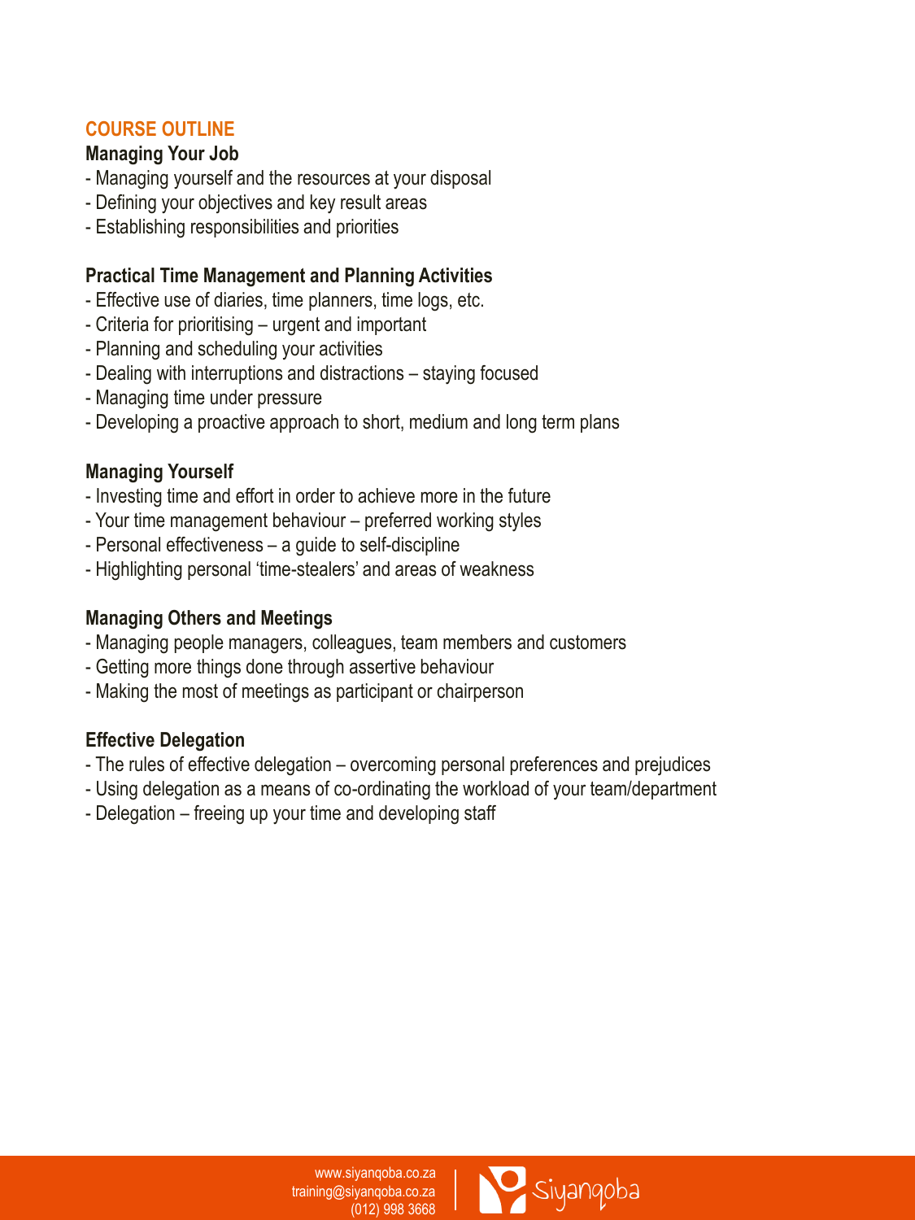## COURSE OUTLINE

### Managing Your Job

- Managing yourself and the resources at your disposal
- Defining your objectives and key result areas
- Establishing responsibilities and priorities

### Practical Time Management and Planning Activities

- Effective use of diaries, time planners, time logs, etc.
- Criteria for prioritising – urgent and important
- Planning and scheduling your activities
- Dealing with interruptions and distractions – staying focused
- Managing time under pressure
- Developing a proactive approach to short, medium and long term plans

### Managing Yourself

- Investing time and effort in order to achieve more in the future
- Your time management behaviour – preferred working styles
- Personal effectiveness – a guide to self-discipline
- Highlighting personal 'time-stealers' and areas of weakness

### Managing Others and Meetings

- Managing people managers, colleagues, team members and customers
- Getting more things done through assertive behaviour
- Making the most of meetings as participant or chairperson

### Effective Delegation

- The rules of effective delegation – overcoming personal preferences and prejudices
- Using delegation as a means of co-ordinating the workload of your team/department
- Delegation – freeing up your time and developing staff

www.siyanqoba.co.za
training@siyanqoba.co.za
(012) 998 3668

Siyanqoba